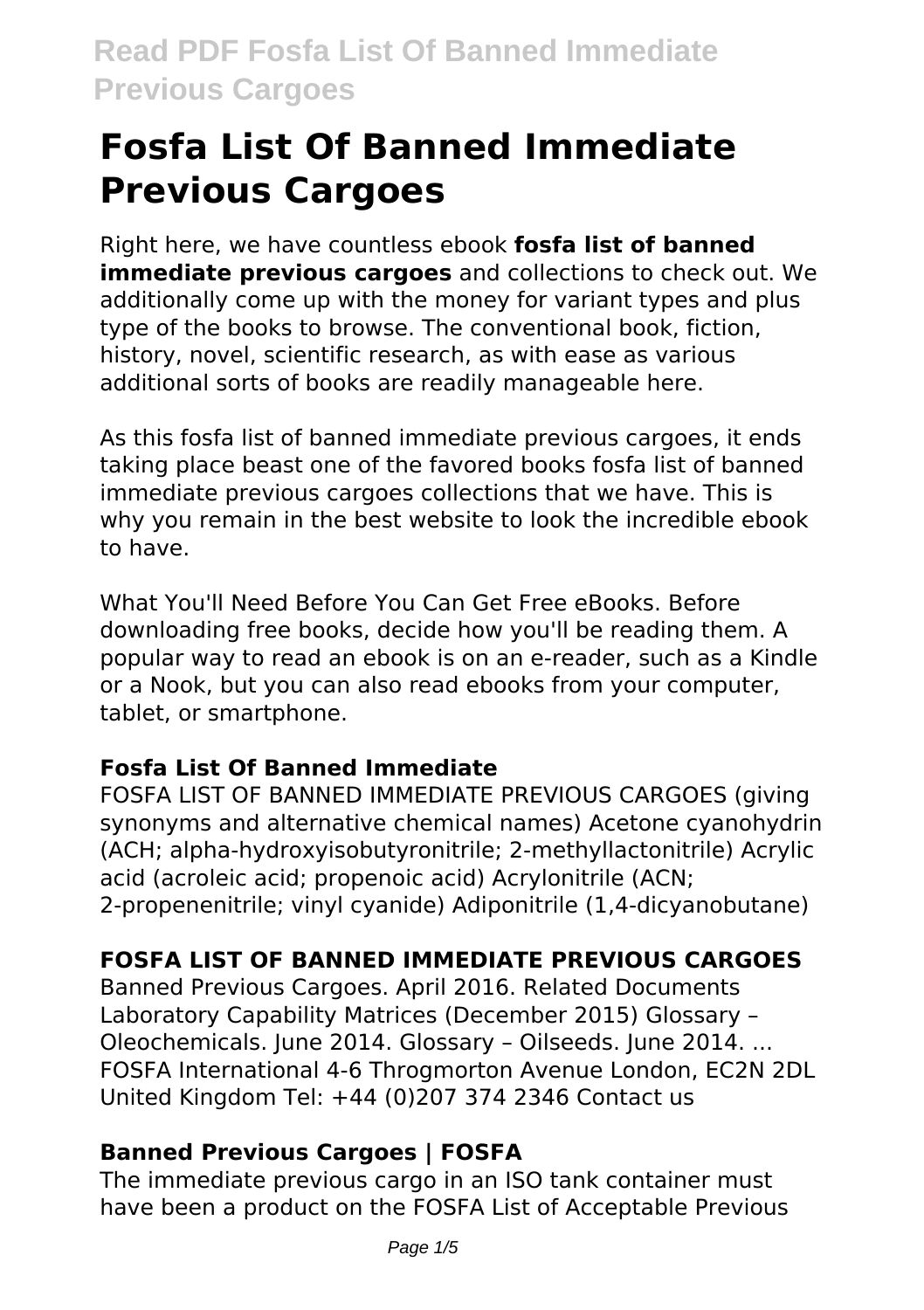# Fosfa List Of Banned Immediate Previous Cargoes

Right here, we have countless ebook **fosfa list of banned immediate previous cargoes** and collections to check out. We additionally come up with the money for variant types and plus type of the books to browse. The conventional book, fiction, history, novel, scientific research, as with ease as various additional sorts of books are readily manageable here.

As this fosfa list of banned immediate previous cargoes, it ends taking place beast one of the favored books fosfa list of banned immediate previous cargoes collections that we have. This is why you remain in the best website to look the incredible ebook to have.

What You'll Need Before You Can Get Free eBooks. Before downloading free books, decide how you'll be reading them. A popular way to read an ebook is on an e-reader, such as a Kindle or a Nook, but you can also read ebooks from your computer, tablet, or smartphone.

### Fosfa List Of Banned Immediate

FOSFA LIST OF BANNED IMMEDIATE PREVIOUS CARGOES (giving synonyms and alternative chemical names) Acetone cyanohydrin (ACH; alpha-hydroxyisobutyronitrile; 2-methyllactonitrile) Acrylic acid (acroleic acid; propenoic acid) Acrylonitrile (ACN; 2-propenenitrile; vinyl cyanide) Adiponitrile (1,4-dicyanobutane)

### FOSFA LIST OF BANNED IMMEDIATE PREVIOUS CARGOES

Banned Previous Cargoes. April 2016. Related Documents Laboratory Capability Matrices (December 2015) Glossary – Oleochemicals. June 2014. Glossary – Oilseeds. June 2014. ... FOSFA International 4-6 Throgmorton Avenue London, EC2N 2DL United Kingdom Tel: +44 (0)207 374 2346 Contact us

### Banned Previous Cargoes | FOSFA

The immediate previous cargo in an ISO tank container must have been a product on the FOSFA List of Acceptable Previous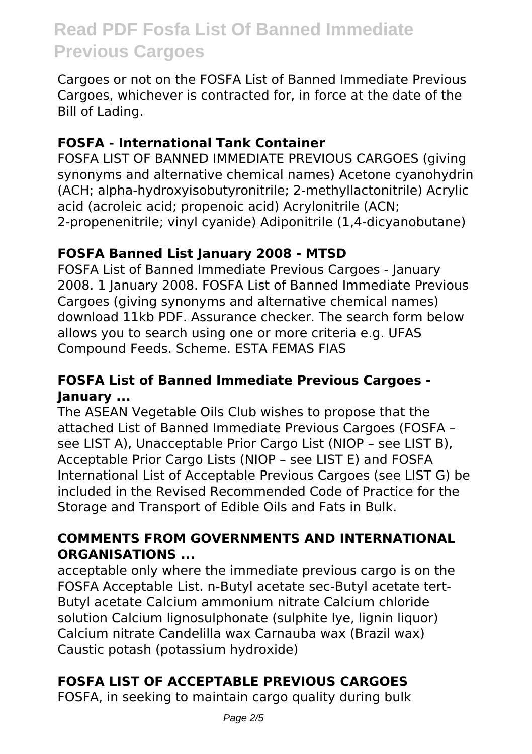Cargoes or not on the FOSFA List of Banned Immediate Previous Cargoes, whichever is contracted for, in force at the date of the Bill of Lading.

### FOSFA - International Tank Container

FOSFA LIST OF BANNED IMMEDIATE PREVIOUS CARGOES (giving synonyms and alternative chemical names) Acetone cyanohydrin (ACH; alpha-hydroxyisobutyronitrile; 2-methyllactonitrile) Acrylic acid (acroleic acid; propenoic acid) Acrylonitrile (ACN; 2-propenenitrile; vinyl cyanide) Adiponitrile (1,4-dicyanobutane)

### FOSFA Banned List January 2008 - MTSD

FOSFA List of Banned Immediate Previous Cargoes - January 2008. 1 January 2008. FOSFA List of Banned Immediate Previous Cargoes (giving synonyms and alternative chemical names) download 11kb PDF. Assurance checker. The search form below allows you to search using one or more criteria e.g. UFAS Compound Feeds. Scheme. ESTA FEMAS FIAS

### FOSFA List of Banned Immediate Previous Cargoes - January ...

The ASEAN Vegetable Oils Club wishes to propose that the attached List of Banned Immediate Previous Cargoes (FOSFA – see LIST A), Unacceptable Prior Cargo List (NIOP – see LIST B), Acceptable Prior Cargo Lists (NIOP – see LIST E) and FOSFA International List of Acceptable Previous Cargoes (see LIST G) be included in the Revised Recommended Code of Practice for the Storage and Transport of Edible Oils and Fats in Bulk.

### COMMENTS FROM GOVERNMENTS AND INTERNATIONAL ORGANISATIONS ...

acceptable only where the immediate previous cargo is on the FOSFA Acceptable List. n-Butyl acetate sec-Butyl acetate tert-Butyl acetate Calcium ammonium nitrate Calcium chloride solution Calcium lignosulphonate (sulphite lye, lignin liquor) Calcium nitrate Candelilla wax Carnauba wax (Brazil wax) Caustic potash (potassium hydroxide)

### FOSFA LIST OF ACCEPTABLE PREVIOUS CARGOES

FOSFA, in seeking to maintain cargo quality during bulk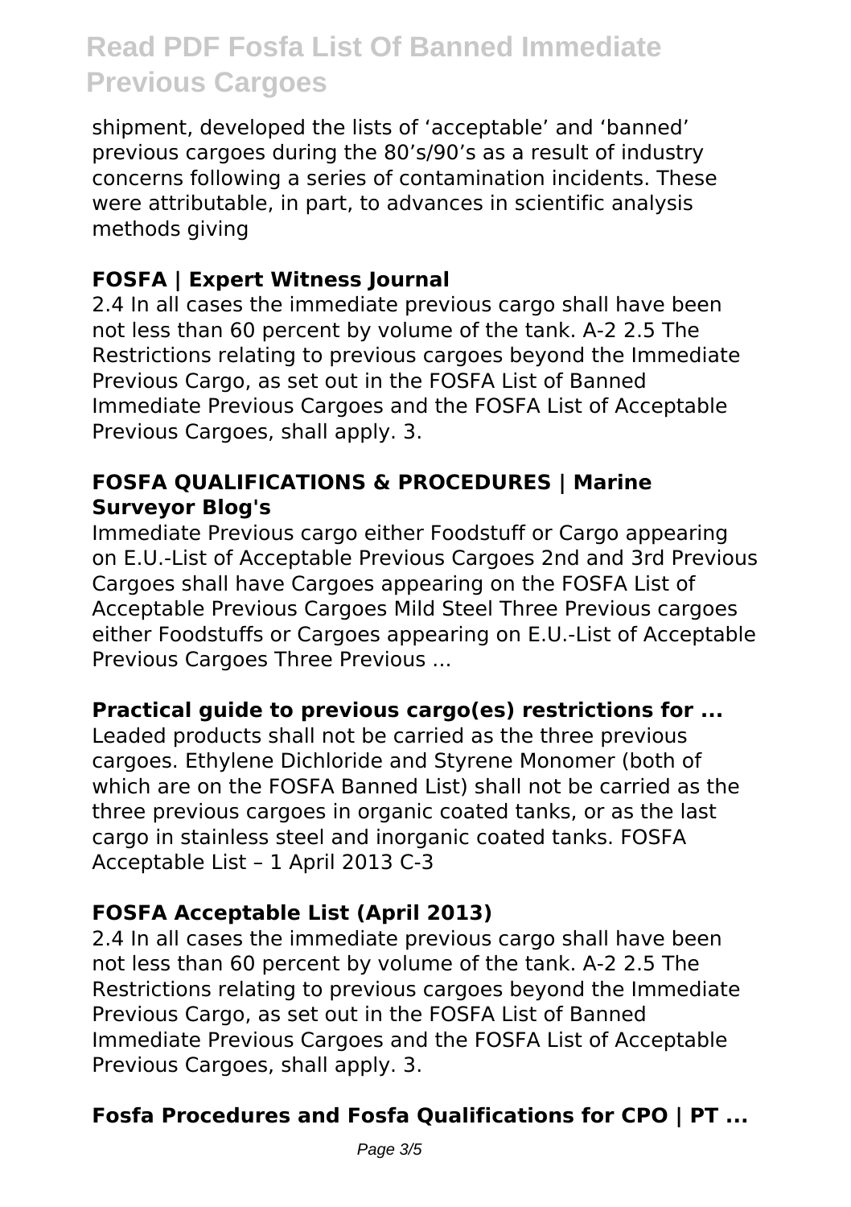shipment, developed the lists of 'acceptable' and 'banned' previous cargoes during the 80's/90's as a result of industry concerns following a series of contamination incidents. These were attributable, in part, to advances in scientific analysis methods giving

### FOSFA | Expert Witness Journal

2.4 In all cases the immediate previous cargo shall have been not less than 60 percent by volume of the tank. A-2 2.5 The Restrictions relating to previous cargoes beyond the Immediate Previous Cargo, as set out in the FOSFA List of Banned Immediate Previous Cargoes and the FOSFA List of Acceptable Previous Cargoes, shall apply. 3.

### FOSFA QUALIFICATIONS & PROCEDURES | Marine Surveyor Blog's

Immediate Previous cargo either Foodstuff or Cargo appearing on E.U.-List of Acceptable Previous Cargoes 2nd and 3rd Previous Cargoes shall have Cargoes appearing on the FOSFA List of Acceptable Previous Cargoes Mild Steel Three Previous cargoes either Foodstuffs or Cargoes appearing on E.U.-List of Acceptable Previous Cargoes Three Previous ...

### Practical guide to previous cargo(es) restrictions for ...

Leaded products shall not be carried as the three previous cargoes. Ethylene Dichloride and Styrene Monomer (both of which are on the FOSFA Banned List) shall not be carried as the three previous cargoes in organic coated tanks, or as the last cargo in stainless steel and inorganic coated tanks. FOSFA Acceptable List – 1 April 2013 C-3

### FOSFA Acceptable List (April 2013)

2.4 In all cases the immediate previous cargo shall have been not less than 60 percent by volume of the tank. A-2 2.5 The Restrictions relating to previous cargoes beyond the Immediate Previous Cargo, as set out in the FOSFA List of Banned Immediate Previous Cargoes and the FOSFA List of Acceptable Previous Cargoes, shall apply. 3.

### Fosfa Procedures and Fosfa Qualifications for CPO | PT ...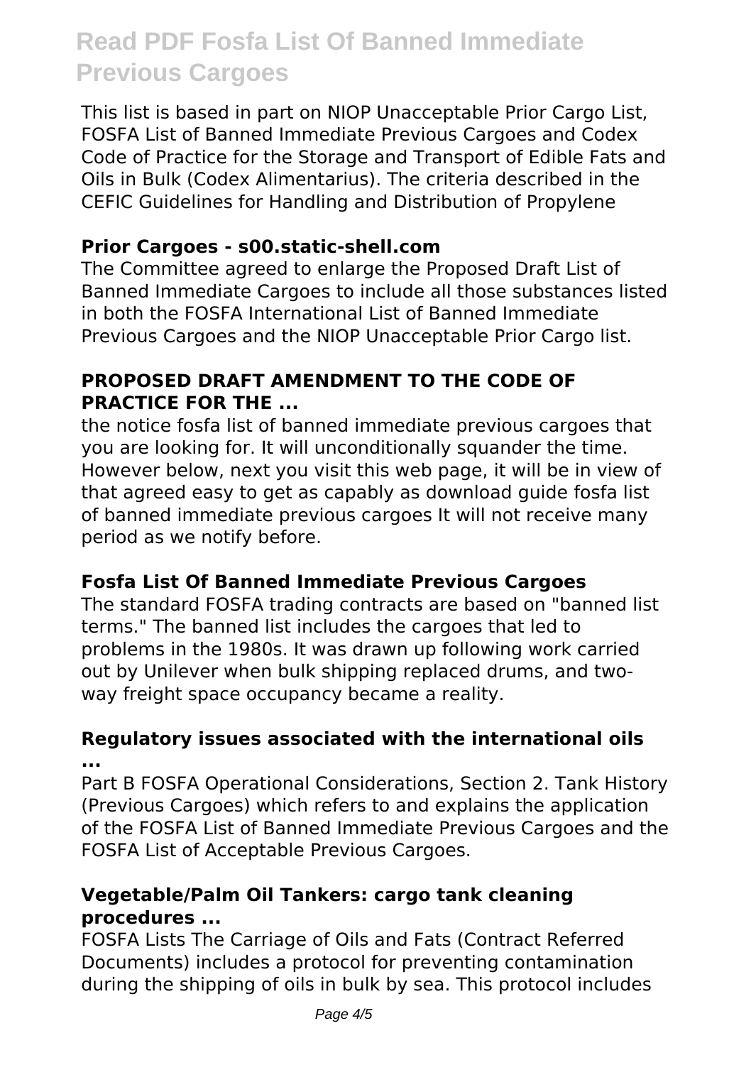This list is based in part on NIOP Unacceptable Prior Cargo List, FOSFA List of Banned Immediate Previous Cargoes and Codex Code of Practice for the Storage and Transport of Edible Fats and Oils in Bulk (Codex Alimentarius). The criteria described in the CEFIC Guidelines for Handling and Distribution of Propylene

### Prior Cargoes - s00.static-shell.com

The Committee agreed to enlarge the Proposed Draft List of Banned Immediate Cargoes to include all those substances listed in both the FOSFA International List of Banned Immediate Previous Cargoes and the NIOP Unacceptable Prior Cargo list.

### PROPOSED DRAFT AMENDMENT TO THE CODE OF PRACTICE FOR THE ...

the notice fosfa list of banned immediate previous cargoes that you are looking for. It will unconditionally squander the time. However below, next you visit this web page, it will be in view of that agreed easy to get as capably as download guide fosfa list of banned immediate previous cargoes It will not receive many period as we notify before.

### Fosfa List Of Banned Immediate Previous Cargoes

The standard FOSFA trading contracts are based on "banned list terms." The banned list includes the cargoes that led to problems in the 1980s. It was drawn up following work carried out by Unilever when bulk shipping replaced drums, and two-way freight space occupancy became a reality.

### Regulatory issues associated with the international oils ...

Part B FOSFA Operational Considerations, Section 2. Tank History (Previous Cargoes) which refers to and explains the application of the FOSFA List of Banned Immediate Previous Cargoes and the FOSFA List of Acceptable Previous Cargoes.

### Vegetable/Palm Oil Tankers: cargo tank cleaning procedures ...

FOSFA Lists The Carriage of Oils and Fats (Contract Referred Documents) includes a protocol for preventing contamination during the shipping of oils in bulk by sea. This protocol includes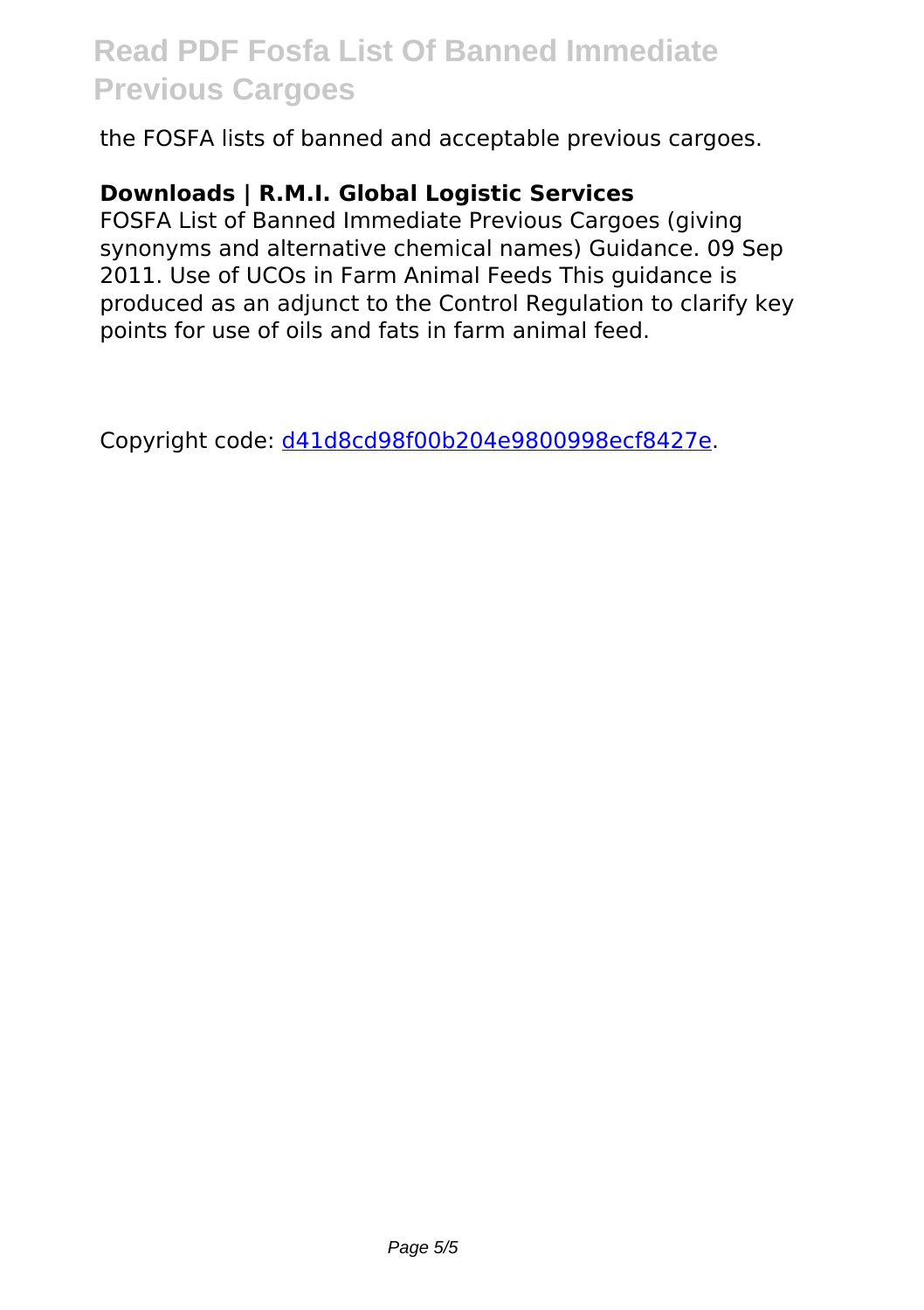the FOSFA lists of banned and acceptable previous cargoes.

### Downloads | R.M.I. Global Logistic Services

FOSFA List of Banned Immediate Previous Cargoes (giving synonyms and alternative chemical names) Guidance. 09 Sep 2011. Use of UCOs in Farm Animal Feeds This guidance is produced as an adjunct to the Control Regulation to clarify key points for use of oils and fats in farm animal feed.

Copyright code: d41d8cd98f00b204e9800998ecf8427e.